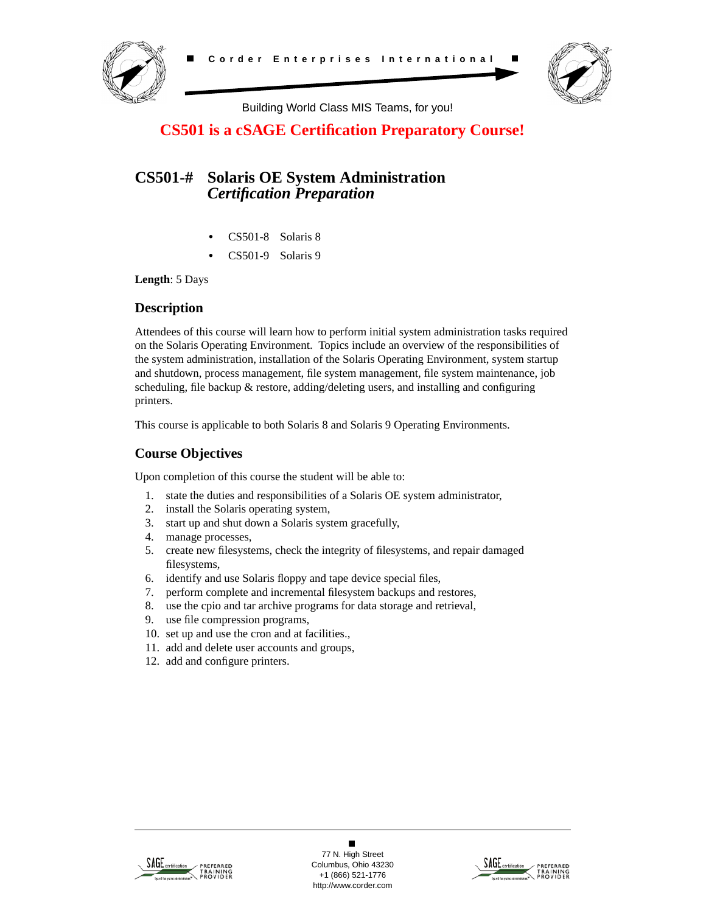Corder Enterprises International

Building World Class MIS Teams, for you!

**CS501 is a cSAGE Certification Preparatory Course!**

# CS501-# Solaris OE System Administration *Certification Preparation*

- CS501-8 Solaris 8
- CS501-9 Solaris 9

**Length**: 5 Days

## Description

Attendees of this course will learn how to perform initial system administration tasks required on the Solaris Operating Environment. Topics include an overview of the responsibilities of the system administration, installation of the Solaris Operating Environment, system startup and shutdown, process management, file system management, file system maintenance, job scheduling, file backup & restore, adding/deleting users, and installing and configuring printers.

This course is applicable to both Solaris 8 and Solaris 9 Operating Environments.

## Course Objectives

Upon completion of this course the student will be able to:

1. state the duties and responsibilities of a Solaris OE system administrator,
2. install the Solaris operating system,
3. start up and shut down a Solaris system gracefully,
4. manage processes,
5. create new filesystems, check the integrity of filesystems, and repair damaged filesystems,
6. identify and use Solaris floppy and tape device special files,
7. perform complete and incremental filesystem backups and restores,
8. use the cpio and tar archive programs for data storage and retrieval,
9. use file compression programs,
10. set up and use the cron and at facilities.,
11. add and delete user accounts and groups,
12. add and configure printers.

77 N. High Street
Columbus, Ohio 43230
+1 (866) 521-1776
http://www.corder.com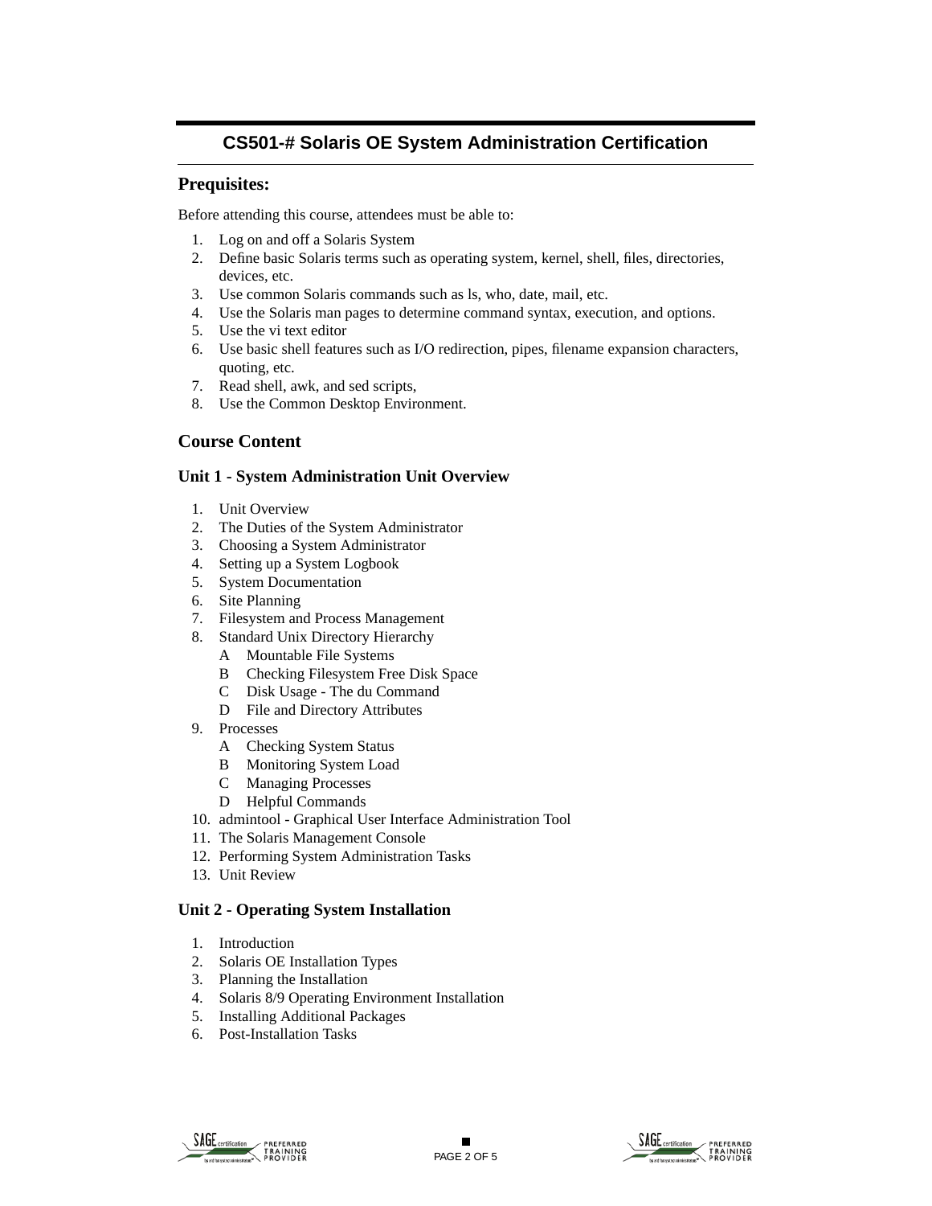## CS501-# Solaris OE System Administration Certification

### Prequisites:

Before attending this course, attendees must be able to:

1. Log on and off a Solaris System
2. Define basic Solaris terms such as operating system, kernel, shell, files, directories, devices, etc.
3. Use common Solaris commands such as ls, who, date, mail, etc.
4. Use the Solaris man pages to determine command syntax, execution, and options.
5. Use the vi text editor
6. Use basic shell features such as I/O redirection, pipes, filename expansion characters, quoting, etc.
7. Read shell, awk, and sed scripts,
8. Use the Common Desktop Environment.

### Course Content

#### Unit 1 - System Administration Unit Overview

1. Unit Overview
2. The Duties of the System Administrator
3. Choosing a System Administrator
4. Setting up a System Logbook
5. System Documentation
6. Site Planning
7. Filesystem and Process Management
8. Standard Unix Directory Hierarchy
   - A Mountable File Systems
   - B Checking Filesystem Free Disk Space
   - C Disk Usage - The du Command
   - D File and Directory Attributes
9. Processes
   - A Checking System Status
   - B Monitoring System Load
   - C Managing Processes
   - D Helpful Commands
10. admintool - Graphical User Interface Administration Tool
11. The Solaris Management Console
12. Performing System Administration Tasks
13. Unit Review

#### Unit 2 - Operating System Installation

1. Introduction
2. Solaris OE Installation Types
3. Planning the Installation
4. Solaris 8/9 Operating Environment Installation
5. Installing Additional Packages
6. Post-Installation Tasks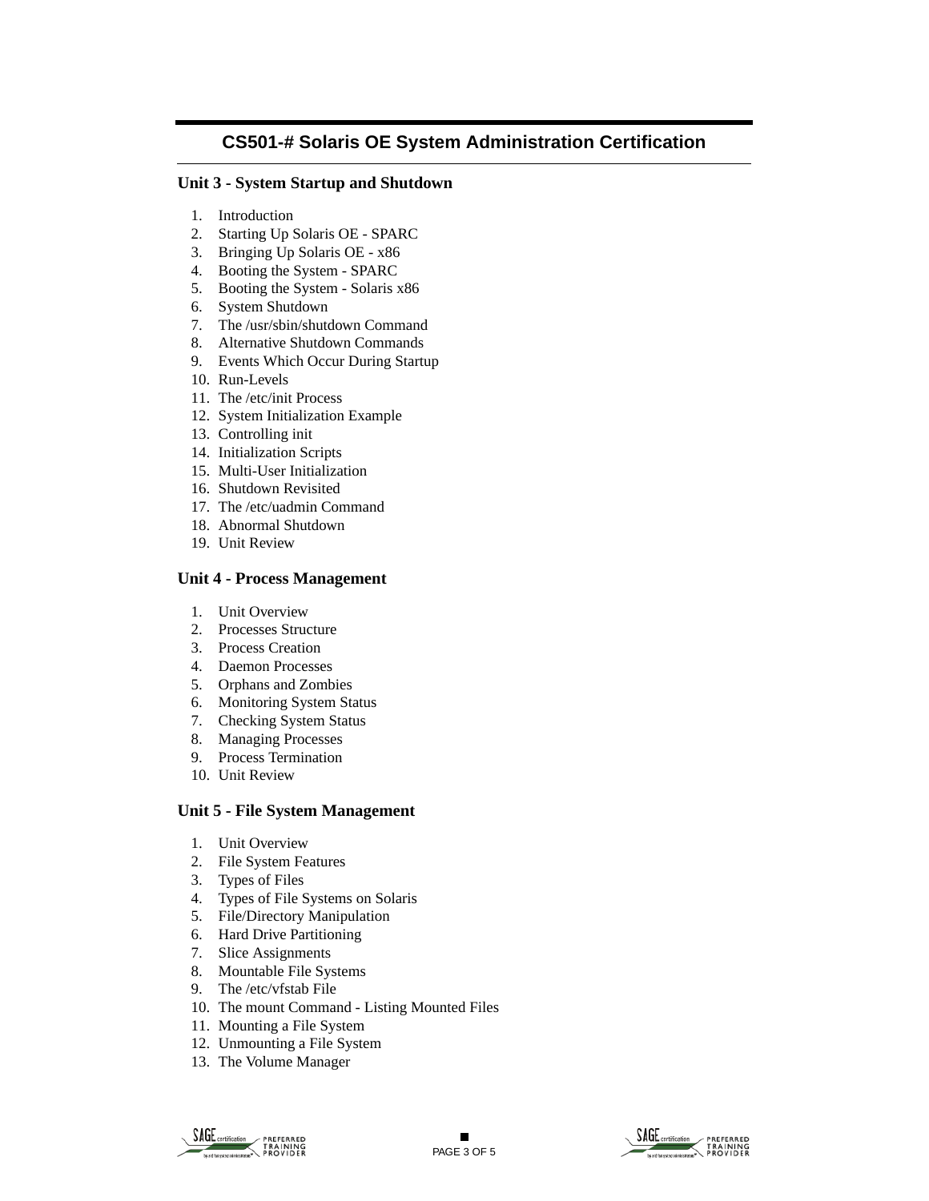## CS501-# Solaris OE System Administration Certification

### Unit 3 - System Startup and Shutdown

1. Introduction
2. Starting Up Solaris OE - SPARC
3. Bringing Up Solaris OE - x86
4. Booting the System - SPARC
5. Booting the System - Solaris x86
6. System Shutdown
7. The /usr/sbin/shutdown Command
8. Alternative Shutdown Commands
9. Events Which Occur During Startup
10. Run-Levels
11. The /etc/init Process
12. System Initialization Example
13. Controlling init
14. Initialization Scripts
15. Multi-User Initialization
16. Shutdown Revisited
17. The /etc/uadmin Command
18. Abnormal Shutdown
19. Unit Review

### Unit 4 - Process Management

1. Unit Overview
2. Processes Structure
3. Process Creation
4. Daemon Processes
5. Orphans and Zombies
6. Monitoring System Status
7. Checking System Status
8. Managing Processes
9. Process Termination
10. Unit Review

### Unit 5 - File System Management

1. Unit Overview
2. File System Features
3. Types of Files
4. Types of File Systems on Solaris
5. File/Directory Manipulation
6. Hard Drive Partitioning
7. Slice Assignments
8. Mountable File Systems
9. The /etc/vfstab File
10. The mount Command - Listing Mounted Files
11. Mounting a File System
12. Unmounting a File System
13. The Volume Manager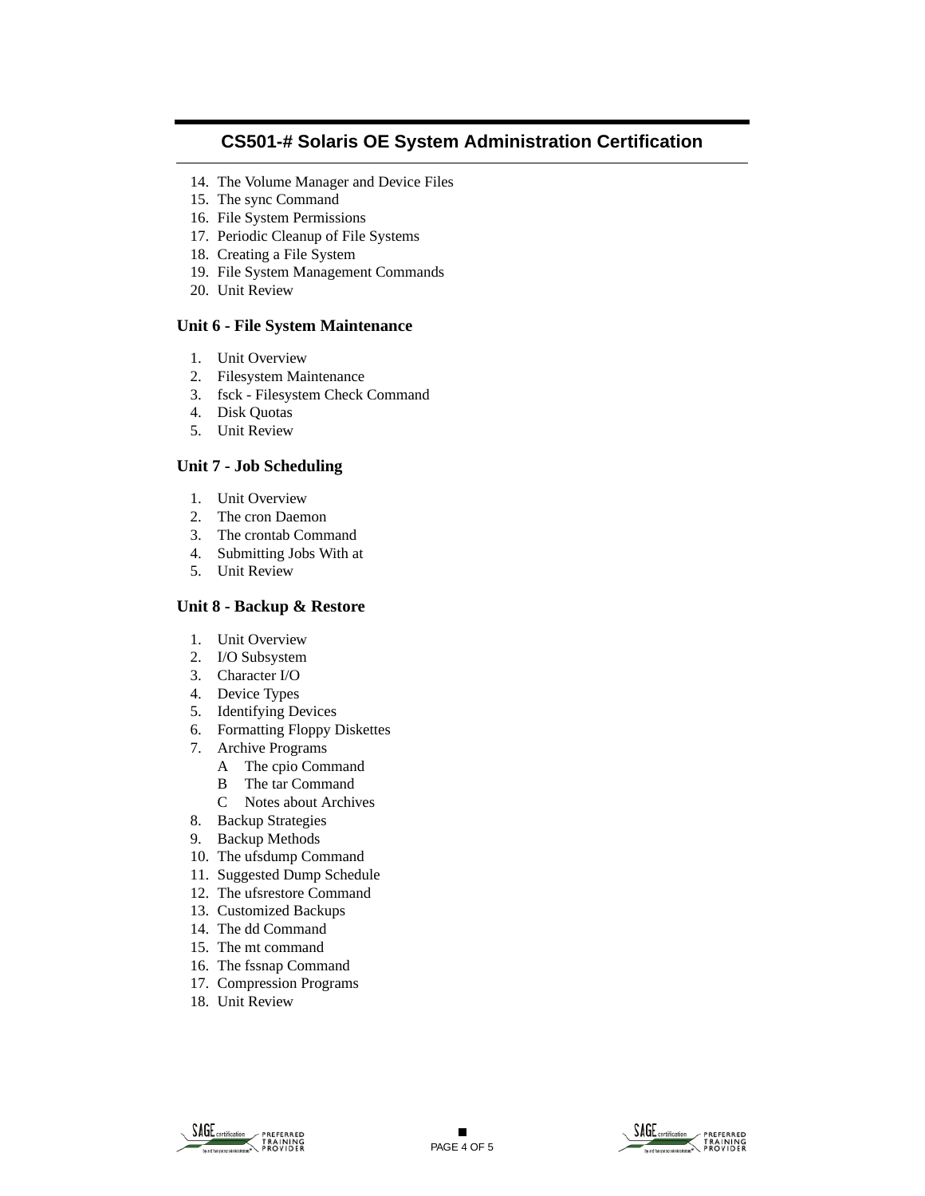14. The Volume Manager and Device Files
15. The sync Command
16. File System Permissions
17. Periodic Cleanup of File Systems
18. Creating a File System
19. File System Management Commands
20. Unit Review

### Unit 6 - File System Maintenance

1. Unit Overview
2. Filesystem Maintenance
3. fsck - Filesystem Check Command
4. Disk Quotas
5. Unit Review

### Unit 7 - Job Scheduling

1. Unit Overview
2. The cron Daemon
3. The crontab Command
4. Submitting Jobs With at
5. Unit Review

### Unit 8 - Backup & Restore

1. Unit Overview
2. I/O Subsystem
3. Character I/O
4. Device Types
5. Identifying Devices
6. Formatting Floppy Diskettes
7. Archive Programs
   - A The cpio Command
   - B The tar Command
   - C Notes about Archives
8. Backup Strategies
9. Backup Methods
10. The ufsdump Command
11. Suggested Dump Schedule
12. The ufsrestore Command
13. Customized Backups
14. The dd Command
15. The mt command
16. The fssnap Command
17. Compression Programs
18. Unit Review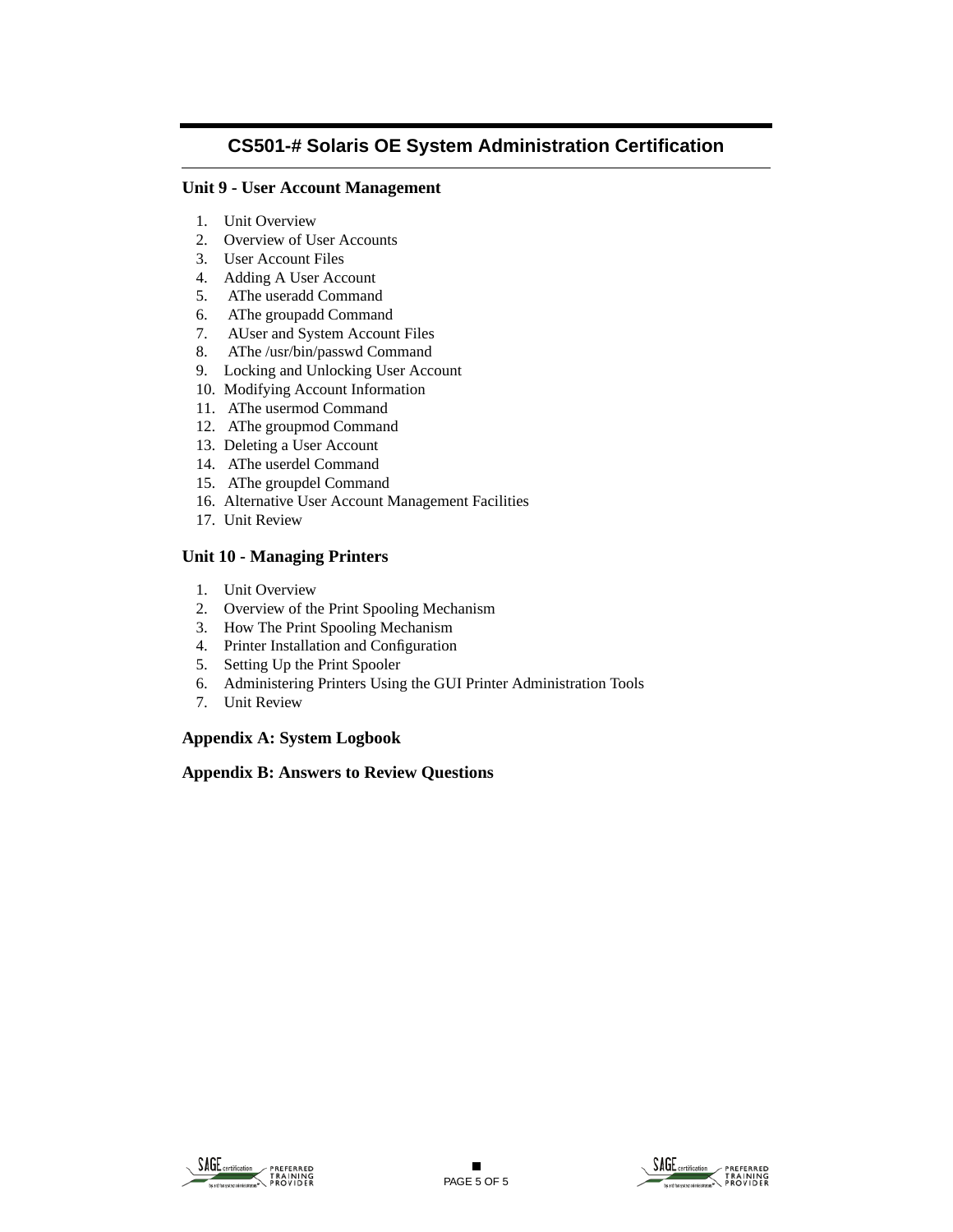## CS501-# Solaris OE System Administration Certification

### Unit 9 - User Account Management

1. Unit Overview
2. Overview of User Accounts
3. User Account Files
4. Adding A User Account
5. AThe useradd Command
6. AThe groupadd Command
7. AUser and System Account Files
8. AThe /usr/bin/passwd Command
9. Locking and Unlocking User Account
10. Modifying Account Information
11. AThe usermod Command
12. AThe groupmod Command
13. Deleting a User Account
14. AThe userdel Command
15. AThe groupdel Command
16. Alternative User Account Management Facilities
17. Unit Review

### Unit 10 - Managing Printers

1. Unit Overview
2. Overview of the Print Spooling Mechanism
3. How The Print Spooling Mechanism
4. Printer Installation and Configuration
5. Setting Up the Print Spooler
6. Administering Printers Using the GUI Printer Administration Tools
7. Unit Review

### Appendix A: System Logbook

### Appendix B: Answers to Review Questions